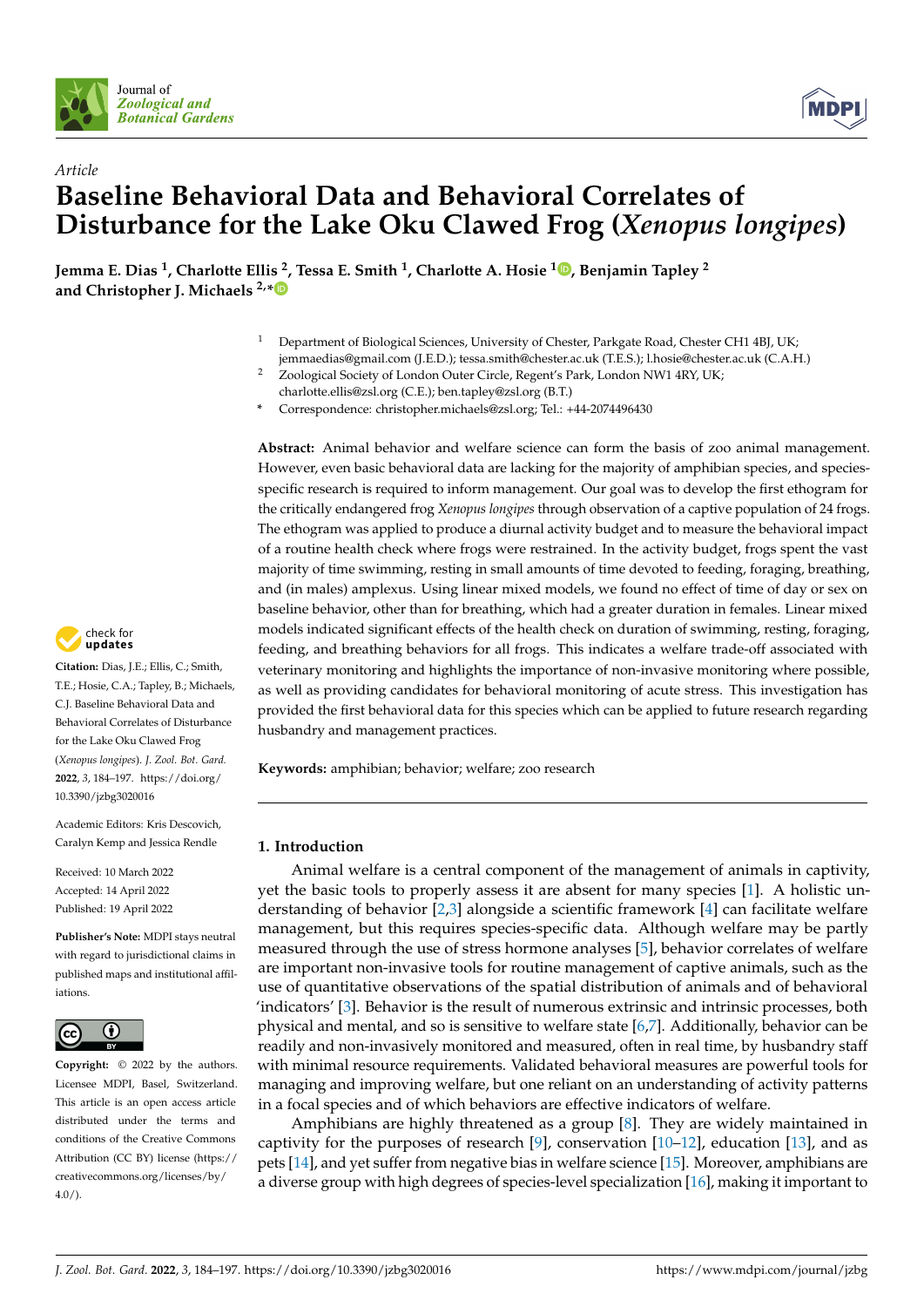*Article*

# Baseline Behavioral Data and Behavioral Correlates of Disturbance for the Lake Oku Clawed Frog (*Xenopus longipes*)

**Jemma E. Dias [1], Charlotte Ellis [2], Tessa E. Smith [1], Charlotte A. Hosie [1], Benjamin Tapley [2] and Christopher J. Michaels [2,*]**

[1] Department of Biological Sciences, University of Chester, Parkgate Road, Chester CH1 4BJ, UK; jemmaedias@gmail.com (J.E.D.); tessa.smith@chester.ac.uk (T.E.S.); l.hosie@chester.ac.uk (C.A.H.)

[2] Zoological Society of London Outer Circle, Regent's Park, London NW1 4RY, UK; charlotte.ellis@zsl.org (C.E.); ben.tapley@zsl.org (B.T.)

\* Correspondence: christopher.michaels@zsl.org; Tel.: +44-2074496430

**Abstract:** Animal behavior and welfare science can form the basis of zoo animal management. However, even basic behavioral data are lacking for the majority of amphibian species, and species-specific research is required to inform management. Our goal was to develop the first ethogram for the critically endangered frog *Xenopus longipes* through observation of a captive population of 24 frogs. The ethogram was applied to produce a diurnal activity budget and to measure the behavioral impact of a routine health check where frogs were restrained. In the activity budget, frogs spent the vast majority of time swimming, resting in small amounts of time devoted to feeding, foraging, breathing, and (in males) amplexus. Using linear mixed models, we found no effect of time of day or sex on baseline behavior, other than for breathing, which had a greater duration in females. Linear mixed models indicated significant effects of the health check on duration of swimming, resting, foraging, feeding, and breathing behaviors for all frogs. This indicates a welfare trade-off associated with veterinary monitoring and highlights the importance of non-invasive monitoring where possible, as well as providing candidates for behavioral monitoring of acute stress. This investigation has provided the first behavioral data for this species which can be applied to future research regarding husbandry and management practices.

**Keywords:** amphibian; behavior; welfare; zoo research

**Citation:** Dias, J.E.; Ellis, C.; Smith, T.E.; Hosie, C.A.; Tapley, B.; Michaels, C.J. Baseline Behavioral Data and Behavioral Correlates of Disturbance for the Lake Oku Clawed Frog (*Xenopus longipes*). *J. Zool. Bot. Gard.* **2022**, *3*, 184–197. https://doi.org/10.3390/jzbg3020016

Academic Editors: Kris Descovich, Caralyn Kemp and Jessica Rendle

Received: 10 March 2022
Accepted: 14 April 2022
Published: 19 April 2022

**Publisher's Note:** MDPI stays neutral with regard to jurisdictional claims in published maps and institutional affiliations.

**Copyright:** © 2022 by the authors. Licensee MDPI, Basel, Switzerland. This article is an open access article distributed under the terms and conditions of the Creative Commons Attribution (CC BY) license (https://creativecommons.org/licenses/by/4.0/).

## 1. Introduction

Animal welfare is a central component of the management of animals in captivity, yet the basic tools to properly assess it are absent for many species [1]. A holistic understanding of behavior [2,3] alongside a scientific framework [4] can facilitate welfare management, but this requires species-specific data. Although welfare may be partly measured through the use of stress hormone analyses [5], behavior correlates of welfare are important non-invasive tools for routine management of captive animals, such as the use of quantitative observations of the spatial distribution of animals and of behavioral 'indicators' [3]. Behavior is the result of numerous extrinsic and intrinsic processes, both physical and mental, and so is sensitive to welfare state [6,7]. Additionally, behavior can be readily and non-invasively monitored and measured, often in real time, by husbandry staff with minimal resource requirements. Validated behavioral measures are powerful tools for managing and improving welfare, but one reliant on an understanding of activity patterns in a focal species and of which behaviors are effective indicators of welfare.

Amphibians are highly threatened as a group [8]. They are widely maintained in captivity for the purposes of research [9], conservation [10–12], education [13], and as pets [14], and yet suffer from negative bias in welfare science [15]. Moreover, amphibians are a diverse group with high degrees of species-level specialization [16], making it important to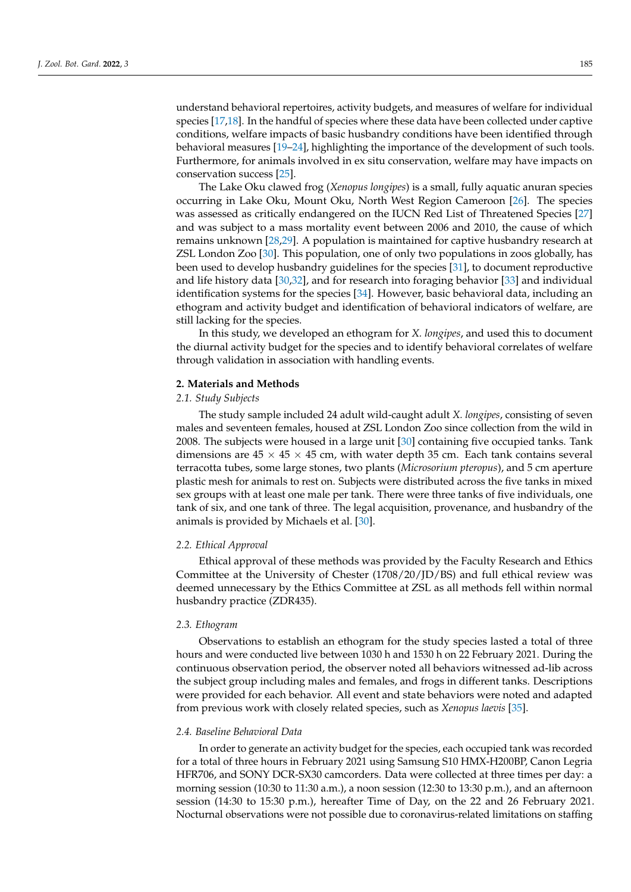understand behavioral repertoires, activity budgets, and measures of welfare for individual species [17,18]. In the handful of species where these data have been collected under captive conditions, welfare impacts of basic husbandry conditions have been identified through behavioral measures [19–24], highlighting the importance of the development of such tools. Furthermore, for animals involved in ex situ conservation, welfare may have impacts on conservation success [25].

The Lake Oku clawed frog (*Xenopus longipes*) is a small, fully aquatic anuran species occurring in Lake Oku, Mount Oku, North West Region Cameroon [26]. The species was assessed as critically endangered on the IUCN Red List of Threatened Species [27] and was subject to a mass mortality event between 2006 and 2010, the cause of which remains unknown [28,29]. A population is maintained for captive husbandry research at ZSL London Zoo [30]. This population, one of only two populations in zoos globally, has been used to develop husbandry guidelines for the species [31], to document reproductive and life history data [30,32], and for research into foraging behavior [33] and individual identification systems for the species [34]. However, basic behavioral data, including an ethogram and activity budget and identification of behavioral indicators of welfare, are still lacking for the species.

In this study, we developed an ethogram for *X. longipes*, and used this to document the diurnal activity budget for the species and to identify behavioral correlates of welfare through validation in association with handling events.

## 2. Materials and Methods

### 2.1. Study Subjects

The study sample included 24 adult wild-caught adult *X. longipes*, consisting of seven males and seventeen females, housed at ZSL London Zoo since collection from the wild in 2008. The subjects were housed in a large unit [30] containing five occupied tanks. Tank dimensions are $45 \times 45 \times 45$ cm, with water depth 35 cm. Each tank contains several terracotta tubes, some large stones, two plants (*Microsorium pteropus*), and 5 cm aperture plastic mesh for animals to rest on. Subjects were distributed across the five tanks in mixed sex groups with at least one male per tank. There were three tanks of five individuals, one tank of six, and one tank of three. The legal acquisition, provenance, and husbandry of the animals is provided by Michaels et al. [30].

### 2.2. Ethical Approval

Ethical approval of these methods was provided by the Faculty Research and Ethics Committee at the University of Chester (1708/20/JD/BS) and full ethical review was deemed unnecessary by the Ethics Committee at ZSL as all methods fell within normal husbandry practice (ZDR435).

### 2.3. Ethogram

Observations to establish an ethogram for the study species lasted a total of three hours and were conducted live between 1030 h and 1530 h on 22 February 2021. During the continuous observation period, the observer noted all behaviors witnessed ad-lib across the subject group including males and females, and frogs in different tanks. Descriptions were provided for each behavior. All event and state behaviors were noted and adapted from previous work with closely related species, such as *Xenopus laevis* [35].

### 2.4. Baseline Behavioral Data

In order to generate an activity budget for the species, each occupied tank was recorded for a total of three hours in February 2021 using Samsung S10 HMX-H200BP, Canon Legria HFR706, and SONY DCR-SX30 camcorders. Data were collected at three times per day: a morning session (10:30 to 11:30 a.m.), a noon session (12:30 to 13:30 p.m.), and an afternoon session (14:30 to 15:30 p.m.), hereafter Time of Day, on the 22 and 26 February 2021. Nocturnal observations were not possible due to coronavirus-related limitations on staffing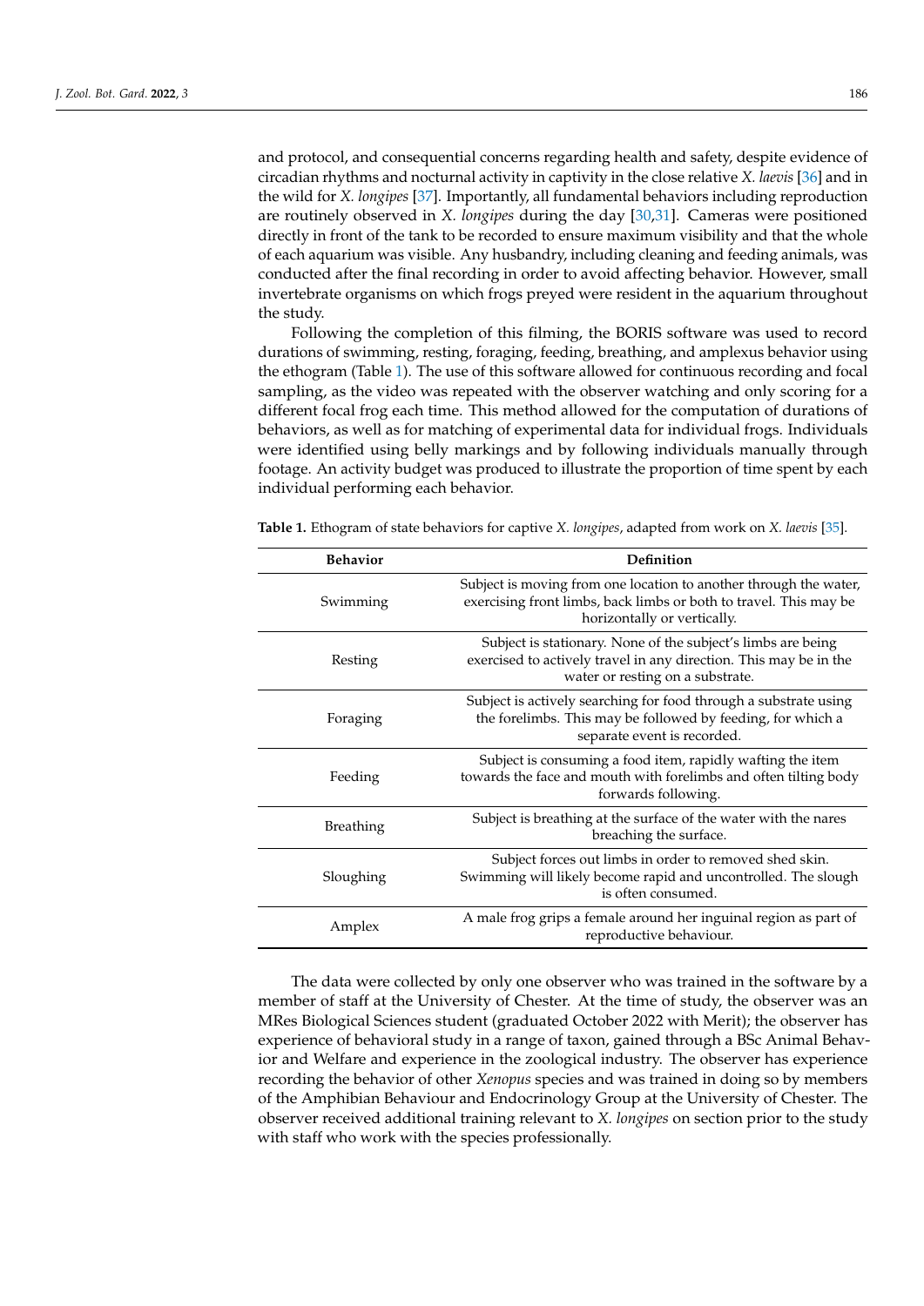and protocol, and consequential concerns regarding health and safety, despite evidence of circadian rhythms and nocturnal activity in captivity in the close relative *X. laevis* [36] and in the wild for *X. longipes* [37]. Importantly, all fundamental behaviors including reproduction are routinely observed in *X. longipes* during the day [30,31]. Cameras were positioned directly in front of the tank to be recorded to ensure maximum visibility and that the whole of each aquarium was visible. Any husbandry, including cleaning and feeding animals, was conducted after the final recording in order to avoid affecting behavior. However, small invertebrate organisms on which frogs preyed were resident in the aquarium throughout the study.

Following the completion of this filming, the BORIS software was used to record durations of swimming, resting, foraging, feeding, breathing, and amplexus behavior using the ethogram (Table 1). The use of this software allowed for continuous recording and focal sampling, as the video was repeated with the observer watching and only scoring for a different focal frog each time. This method allowed for the computation of durations of behaviors, as well as for matching of experimental data for individual frogs. Individuals were identified using belly markings and by following individuals manually through footage. An activity budget was produced to illustrate the proportion of time spent by each individual performing each behavior.

**Table 1.** Ethogram of state behaviors for captive *X. longipes*, adapted from work on *X. laevis* [35].

| Behavior | Definition |
| --- | --- |
| Swimming | Subject is moving from one location to another through the water, exercising front limbs, back limbs or both to travel. This may be horizontally or vertically. |
| Resting | Subject is stationary. None of the subject's limbs are being exercised to actively travel in any direction. This may be in the water or resting on a substrate. |
| Foraging | Subject is actively searching for food through a substrate using the forelimbs. This may be followed by feeding, for which a separate event is recorded. |
| Feeding | Subject is consuming a food item, rapidly wafting the item towards the face and mouth with forelimbs and often tilting body forwards following. |
| Breathing | Subject is breathing at the surface of the water with the nares breaching the surface. |
| Sloughing | Subject forces out limbs in order to removed shed skin. Swimming will likely become rapid and uncontrolled. The slough is often consumed. |
| Amplex | A male frog grips a female around her inguinal region as part of reproductive behaviour. |

The data were collected by only one observer who was trained in the software by a member of staff at the University of Chester. At the time of study, the observer was an MRes Biological Sciences student (graduated October 2022 with Merit); the observer has experience of behavioral study in a range of taxon, gained through a BSc Animal Behavior and Welfare and experience in the zoological industry. The observer has experience recording the behavior of other *Xenopus* species and was trained in doing so by members of the Amphibian Behaviour and Endocrinology Group at the University of Chester. The observer received additional training relevant to *X. longipes* on section prior to the study with staff who work with the species professionally.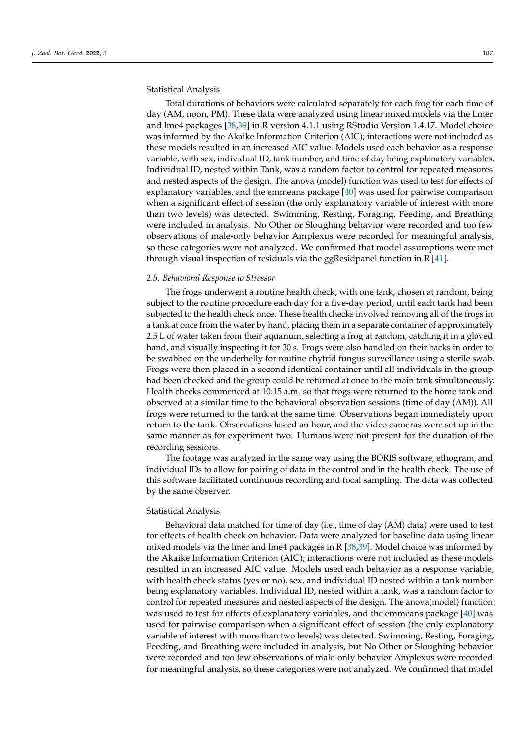Statistical Analysis

Total durations of behaviors were calculated separately for each frog for each time of day (AM, noon, PM). These data were analyzed using linear mixed models via the Lmer and lme4 packages [38,39] in R version 4.1.1 using RStudio Version 1.4.17. Model choice was informed by the Akaike Information Criterion (AIC); interactions were not included as these models resulted in an increased AIC value. Models used each behavior as a response variable, with sex, individual ID, tank number, and time of day being explanatory variables. Individual ID, nested within Tank, was a random factor to control for repeated measures and nested aspects of the design. The anova (model) function was used to test for effects of explanatory variables, and the emmeans package [40] was used for pairwise comparison when a significant effect of session (the only explanatory variable of interest with more than two levels) was detected. Swimming, Resting, Foraging, Feeding, and Breathing were included in analysis. No Other or Sloughing behavior were recorded and too few observations of male-only behavior Amplexus were recorded for meaningful analysis, so these categories were not analyzed. We confirmed that model assumptions were met through visual inspection of residuals via the ggResidpanel function in R [41].

### *2.5. Behavioral Response to Stressor*

The frogs underwent a routine health check, with one tank, chosen at random, being subject to the routine procedure each day for a five-day period, until each tank had been subjected to the health check once. These health checks involved removing all of the frogs in a tank at once from the water by hand, placing them in a separate container of approximately 2.5 L of water taken from their aquarium, selecting a frog at random, catching it in a gloved hand, and visually inspecting it for 30 s. Frogs were also handled on their backs in order to be swabbed on the underbelly for routine chytrid fungus surveillance using a sterile swab. Frogs were then placed in a second identical container until all individuals in the group had been checked and the group could be returned at once to the main tank simultaneously. Health checks commenced at 10:15 a.m. so that frogs were returned to the home tank and observed at a similar time to the behavioral observation sessions (time of day (AM)). All frogs were returned to the tank at the same time. Observations began immediately upon return to the tank. Observations lasted an hour, and the video cameras were set up in the same manner as for experiment two. Humans were not present for the duration of the recording sessions.

The footage was analyzed in the same way using the BORIS software, ethogram, and individual IDs to allow for pairing of data in the control and in the health check. The use of this software facilitated continuous recording and focal sampling. The data was collected by the same observer.

Statistical Analysis

Behavioral data matched for time of day (i.e., time of day (AM) data) were used to test for effects of health check on behavior. Data were analyzed for baseline data using linear mixed models via the lmer and lme4 packages in R [38,39]. Model choice was informed by the Akaike Information Criterion (AIC); interactions were not included as these models resulted in an increased AIC value. Models used each behavior as a response variable, with health check status (yes or no), sex, and individual ID nested within a tank number being explanatory variables. Individual ID, nested within a tank, was a random factor to control for repeated measures and nested aspects of the design. The anova(model) function was used to test for effects of explanatory variables, and the emmeans package [40] was used for pairwise comparison when a significant effect of session (the only explanatory variable of interest with more than two levels) was detected. Swimming, Resting, Foraging, Feeding, and Breathing were included in analysis, but No Other or Sloughing behavior were recorded and too few observations of male-only behavior Amplexus were recorded for meaningful analysis, so these categories were not analyzed. We confirmed that model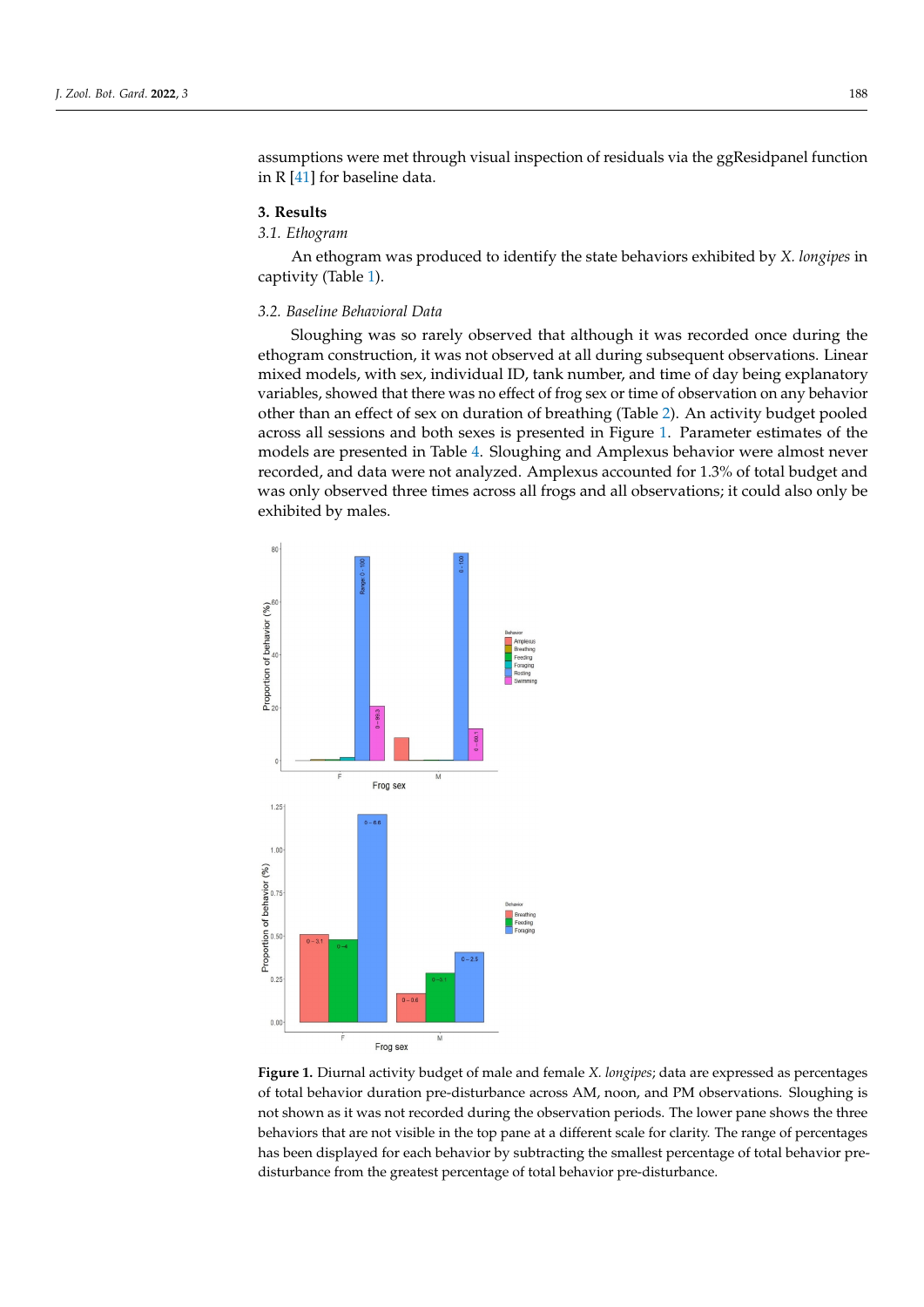assumptions were met through visual inspection of residuals via the ggResidpanel function in R [41] for baseline data.

## 3. Results

### 3.1. Ethogram

An ethogram was produced to identify the state behaviors exhibited by *X. longipes* in captivity (Table 1).

### 3.2. Baseline Behavioral Data

Sloughing was so rarely observed that although it was recorded once during the ethogram construction, it was not observed at all during subsequent observations. Linear mixed models, with sex, individual ID, tank number, and time of day being explanatory variables, showed that there was no effect of frog sex or time of observation on any behavior other than an effect of sex on duration of breathing (Table 2). An activity budget pooled across all sessions and both sexes is presented in Figure 1. Parameter estimates of the models are presented in Table 4. Sloughing and Amplexus behavior were almost never recorded, and data were not analyzed. Amplexus accounted for 1.3% of total budget and was only observed three times across all frogs and all observations; it could also only be exhibited by males.

**Figure 1.** Diurnal activity budget of male and female *X. longipes*; data are expressed as percentages of total behavior duration pre-disturbance across AM, noon, and PM observations. Sloughing is not shown as it was not recorded during the observation periods. The lower pane shows the three behaviors that are not visible in the top pane at a different scale for clarity. The range of percentages has been displayed for each behavior by subtracting the smallest percentage of total behavior pre-disturbance from the greatest percentage of total behavior pre-disturbance.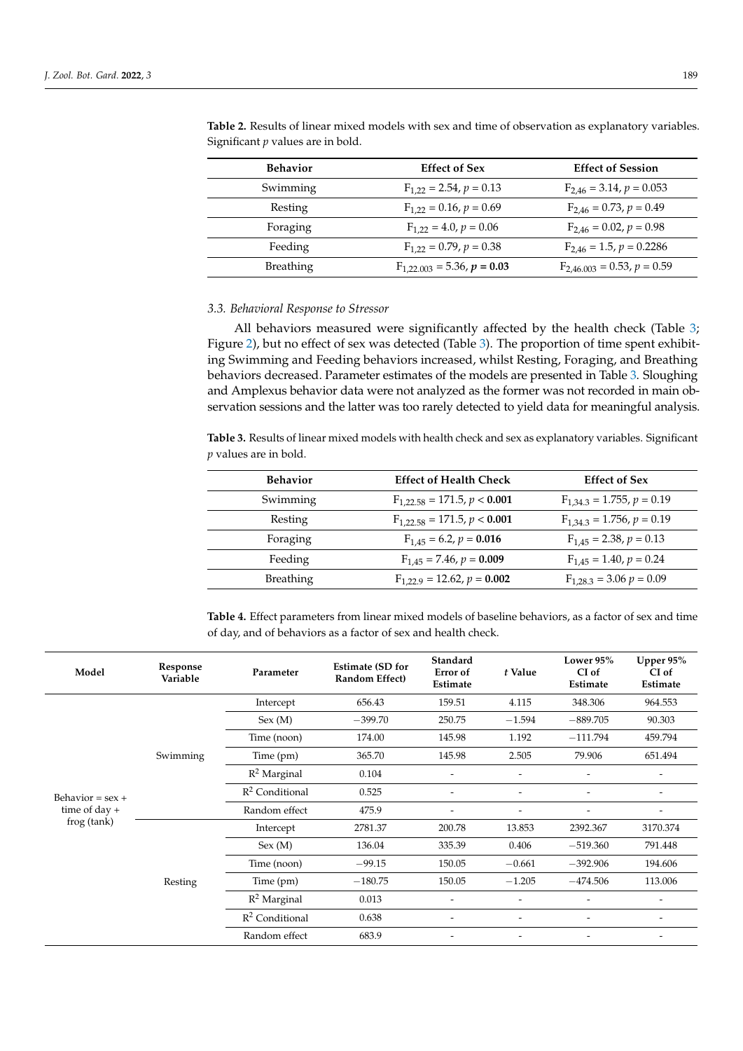**Table 2.** Results of linear mixed models with sex and time of observation as explanatory variables. Significant *p* values are in bold.

| Behavior | Effect of Sex | Effect of Session |
| --- | --- | --- |
| Swimming | $F_{1,22} = 2.54$, $p = 0.13$ | $F_{2,46} = 3.14$, $p = 0.053$ |
| Resting | $F_{1,22} = 0.16$, $p = 0.69$ | $F_{2,46} = 0.73$, $p = 0.49$ |
| Foraging | $F_{1,22} = 4.0$, $p = 0.06$ | $F_{2,46} = 0.02$, $p = 0.98$ |
| Feeding | $F_{1,22} = 0.79$, $p = 0.38$ | $F_{2,46} = 1.5$, $p = 0.2286$ |
| Breathing | $F_{1,22.003} = 5.36$, $\boldsymbol{p = 0.03}$ | $F_{2,46.003} = 0.53$, $p = 0.59$ |

### 3.3. Behavioral Response to Stressor

All behaviors measured were significantly affected by the health check (Table 3; Figure 2), but no effect of sex was detected (Table 3). The proportion of time spent exhibiting Swimming and Feeding behaviors increased, whilst Resting, Foraging, and Breathing behaviors decreased. Parameter estimates of the models are presented in Table 3. Sloughing and Amplexus behavior data were not analyzed as the former was not recorded in main observation sessions and the latter was too rarely detected to yield data for meaningful analysis.

**Table 3.** Results of linear mixed models with health check and sex as explanatory variables. Significant *p* values are in bold.

| Behavior | Effect of Health Check | Effect of Sex |
| --- | --- | --- |
| Swimming | $F_{1,22.58} = 171.5$, $p <$ **0.001** | $F_{1,34.3} = 1.755$, $p = 0.19$ |
| Resting | $F_{1,22.58} = 171.5$, $p <$ **0.001** | $F_{1,34.3} = 1.756$, $p = 0.19$ |
| Foraging | $F_{1,45} = 6.2$, $p =$ **0.016** | $F_{1,45} = 2.38$, $p = 0.13$ |
| Feeding | $F_{1,45} = 7.46$, $p =$ **0.009** | $F_{1,45} = 1.40$, $p = 0.24$ |
| Breathing | $F_{1,22.9} = 12.62$, $p =$ **0.002** | $F_{1,28.3} = 3.06$ $p = 0.09$ |

**Table 4.** Effect parameters from linear mixed models of baseline behaviors, as a factor of sex and time of day, and of behaviors as a factor of sex and health check.

| Model | Response Variable | Parameter | Estimate (SD for Random Effect) | Standard Error of Estimate | *t* Value | Lower 95% CI of Estimate | Upper 95% CI of Estimate |
| --- | --- | --- | --- | --- | --- | --- | --- |
| Behavior = sex + time of day + frog (tank) | Swimming | Intercept | 656.43 | 159.51 | 4.115 | 348.306 | 964.553 |
| | | Sex (M) | −399.70 | 250.75 | −1.594 | −889.705 | 90.303 |
| | | Time (noon) | 174.00 | 145.98 | 1.192 | −111.794 | 459.794 |
| | | Time (pm) | 365.70 | 145.98 | 2.505 | 79.906 | 651.494 |
| | | $R^2$ Marginal | 0.104 | - | - | - | - |
| | | $R^2$ Conditional | 0.525 | - | - | - | - |
| | | Random effect | 475.9 | - | - | - | - |
| | Resting | Intercept | 2781.37 | 200.78 | 13.853 | 2392.367 | 3170.374 |
| | | Sex (M) | 136.04 | 335.39 | 0.406 | −519.360 | 791.448 |
| | | Time (noon) | −99.15 | 150.05 | −0.661 | −392.906 | 194.606 |
| | | Time (pm) | −180.75 | 150.05 | −1.205 | −474.506 | 113.006 |
| | | $R^2$ Marginal | 0.013 | - | - | - | - |
| | | $R^2$ Conditional | 0.638 | - | - | - | - |
| | | Random effect | 683.9 | - | - | - | - |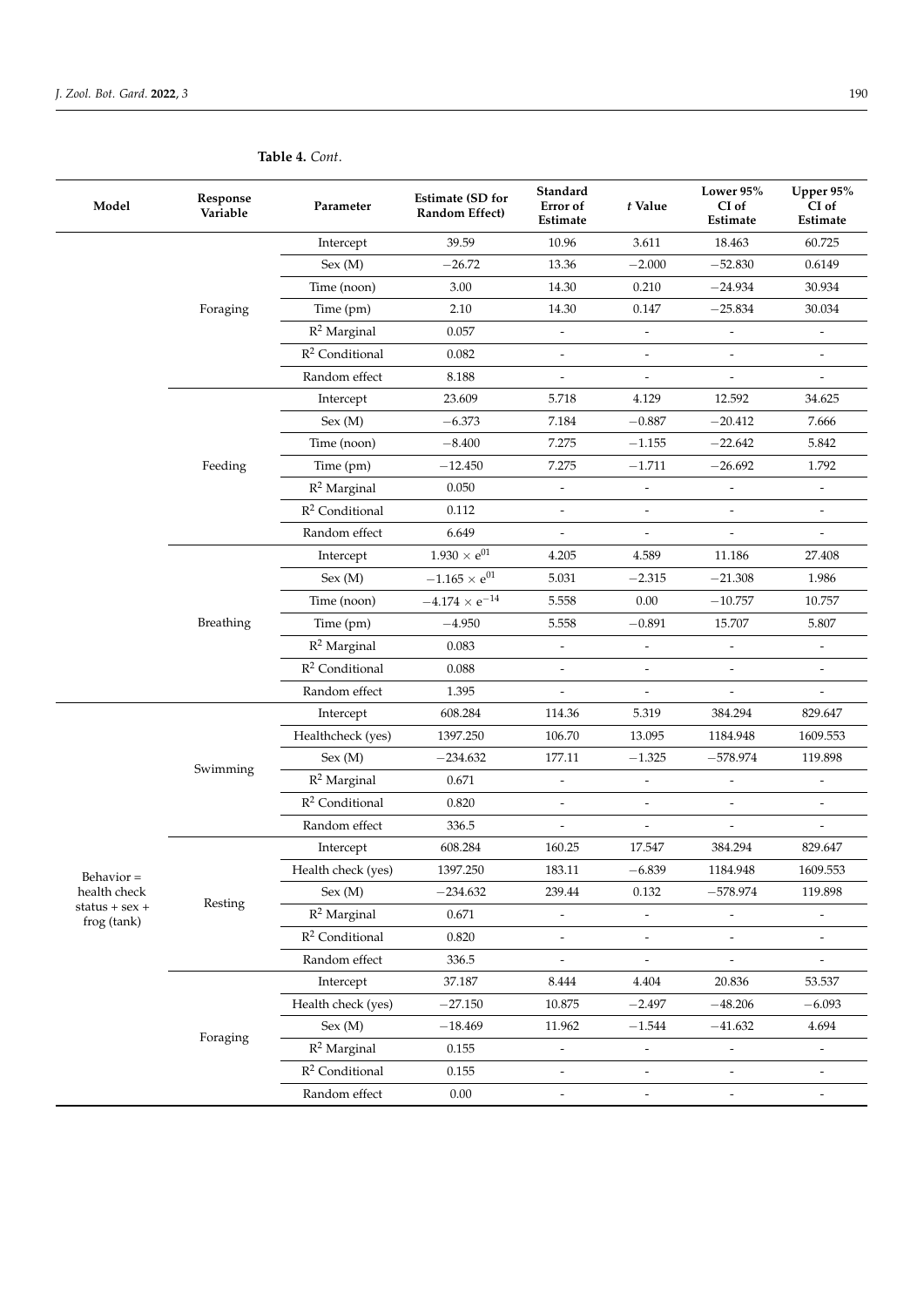**Table 4.** *Cont.*

| Model | Response Variable | Parameter | Estimate (SD for Random Effect) | Standard Error of Estimate | *t* Value | Lower 95% CI of Estimate | Upper 95% CI of Estimate |
|---|---|---|---|---|---|---|---|
| | Foraging | Intercept | 39.59 | 10.96 | 3.611 | 18.463 | 60.725 |
| | | Sex (M) | −26.72 | 13.36 | −2.000 | −52.830 | 0.6149 |
| | | Time (noon) | 3.00 | 14.30 | 0.210 | −24.934 | 30.934 |
| | | Time (pm) | 2.10 | 14.30 | 0.147 | −25.834 | 30.034 |
| | | $R^2$ Marginal | 0.057 | - | - | - | - |
| | | $R^2$ Conditional | 0.082 | - | - | - | - |
| | | Random effect | 8.188 | - | - | - | - |
| | Feeding | Intercept | 23.609 | 5.718 | 4.129 | 12.592 | 34.625 |
| | | Sex (M) | −6.373 | 7.184 | −0.887 | −20.412 | 7.666 |
| | | Time (noon) | −8.400 | 7.275 | −1.155 | −22.642 | 5.842 |
| | | Time (pm) | −12.450 | 7.275 | −1.711 | −26.692 | 1.792 |
| | | $R^2$ Marginal | 0.050 | - | - | - | - |
| | | $R^2$ Conditional | 0.112 | - | - | - | - |
| | | Random effect | 6.649 | - | - | - | - |
| | Breathing | Intercept | $1.930 \times e^{01}$ | 4.205 | 4.589 | 11.186 | 27.408 |
| | | Sex (M) | $-1.165 \times e^{01}$ | 5.031 | −2.315 | −21.308 | 1.986 |
| | | Time (noon) | $-4.174 \times e^{-14}$ | 5.558 | 0.00 | −10.757 | 10.757 |
| | | Time (pm) | −4.950 | 5.558 | −0.891 | 15.707 | 5.807 |
| | | $R^2$ Marginal | 0.083 | - | - | - | - |
| | | $R^2$ Conditional | 0.088 | - | - | - | - |
| | | Random effect | 1.395 | - | - | - | - |
| Behavior = health check status + sex + frog (tank) | Swimming | Intercept | 608.284 | 114.36 | 5.319 | 384.294 | 829.647 |
| | | Healthcheck (yes) | 1397.250 | 106.70 | 13.095 | 1184.948 | 1609.553 |
| | | Sex (M) | −234.632 | 177.11 | −1.325 | −578.974 | 119.898 |
| | | $R^2$ Marginal | 0.671 | - | - | - | - |
| | | $R^2$ Conditional | 0.820 | - | - | - | - |
| | | Random effect | 336.5 | - | - | - | - |
| | Resting | Intercept | 608.284 | 160.25 | 17.547 | 384.294 | 829.647 |
| | | Health check (yes) | 1397.250 | 183.11 | −6.839 | 1184.948 | 1609.553 |
| | | Sex (M) | −234.632 | 239.44 | 0.132 | −578.974 | 119.898 |
| | | $R^2$ Marginal | 0.671 | - | - | - | - |
| | | $R^2$ Conditional | 0.820 | - | - | - | - |
| | | Random effect | 336.5 | - | - | - | - |
| | Foraging | Intercept | 37.187 | 8.444 | 4.404 | 20.836 | 53.537 |
| | | Health check (yes) | −27.150 | 10.875 | −2.497 | −48.206 | −6.093 |
| | | Sex (M) | −18.469 | 11.962 | −1.544 | −41.632 | 4.694 |
| | | $R^2$ Marginal | 0.155 | - | - | - | - |
| | | $R^2$ Conditional | 0.155 | - | - | - | - |
| | | Random effect | 0.00 | - | - | - | - |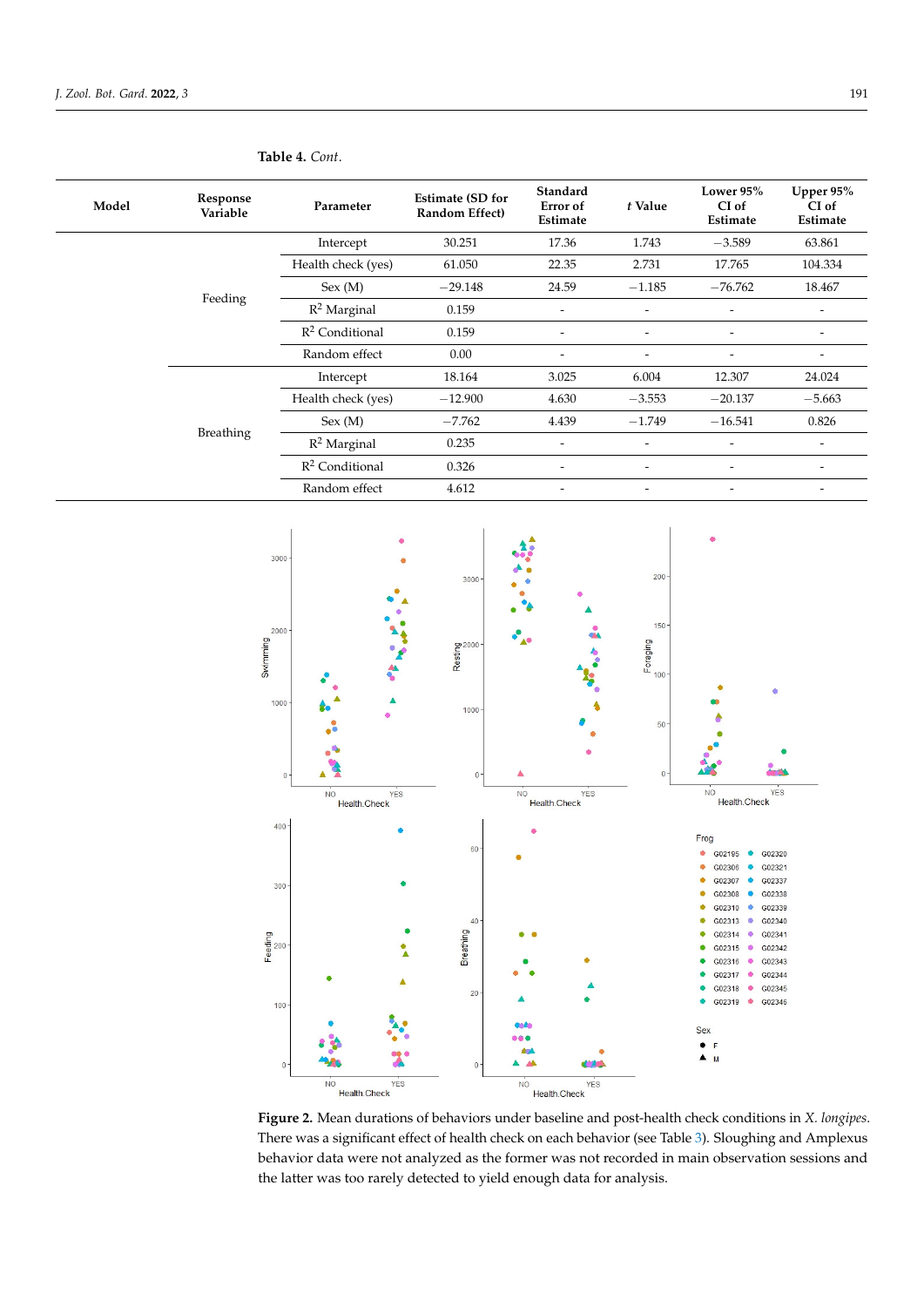**Table 4.** *Cont.*

| Model | Response Variable | Parameter | Estimate (SD for Random Effect) | Standard Error of Estimate | *t* Value | Lower 95% CI of Estimate | Upper 95% CI of Estimate |
|---|---|---|---|---|---|---|---|
| | Feeding | Intercept | 30.251 | 17.36 | 1.743 | −3.589 | 63.861 |
| | | Health check (yes) | 61.050 | 22.35 | 2.731 | 17.765 | 104.334 |
| | | Sex (M) | −29.148 | 24.59 | −1.185 | −76.762 | 18.467 |
| | | $R^2$ Marginal | 0.159 | - | - | - | - |
| | | $R^2$ Conditional | 0.159 | - | - | - | - |
| | | Random effect | 0.00 | - | - | - | - |
| | Breathing | Intercept | 18.164 | 3.025 | 6.004 | 12.307 | 24.024 |
| | | Health check (yes) | −12.900 | 4.630 | −3.553 | −20.137 | −5.663 |
| | | Sex (M) | −7.762 | 4.439 | −1.749 | −16.541 | 0.826 |
| | | $R^2$ Marginal | 0.235 | - | - | - | - |
| | | $R^2$ Conditional | 0.326 | - | - | - | - |
| | | Random effect | 4.612 | - | - | - | - |

**Figure 2.** Mean durations of behaviors under baseline and post-health check conditions in *X. longipes*. There was a significant effect of health check on each behavior (see Table 3). Sloughing and Amplexus behavior data were not analyzed as the former was not recorded in main observation sessions and the latter was too rarely detected to yield enough data for analysis.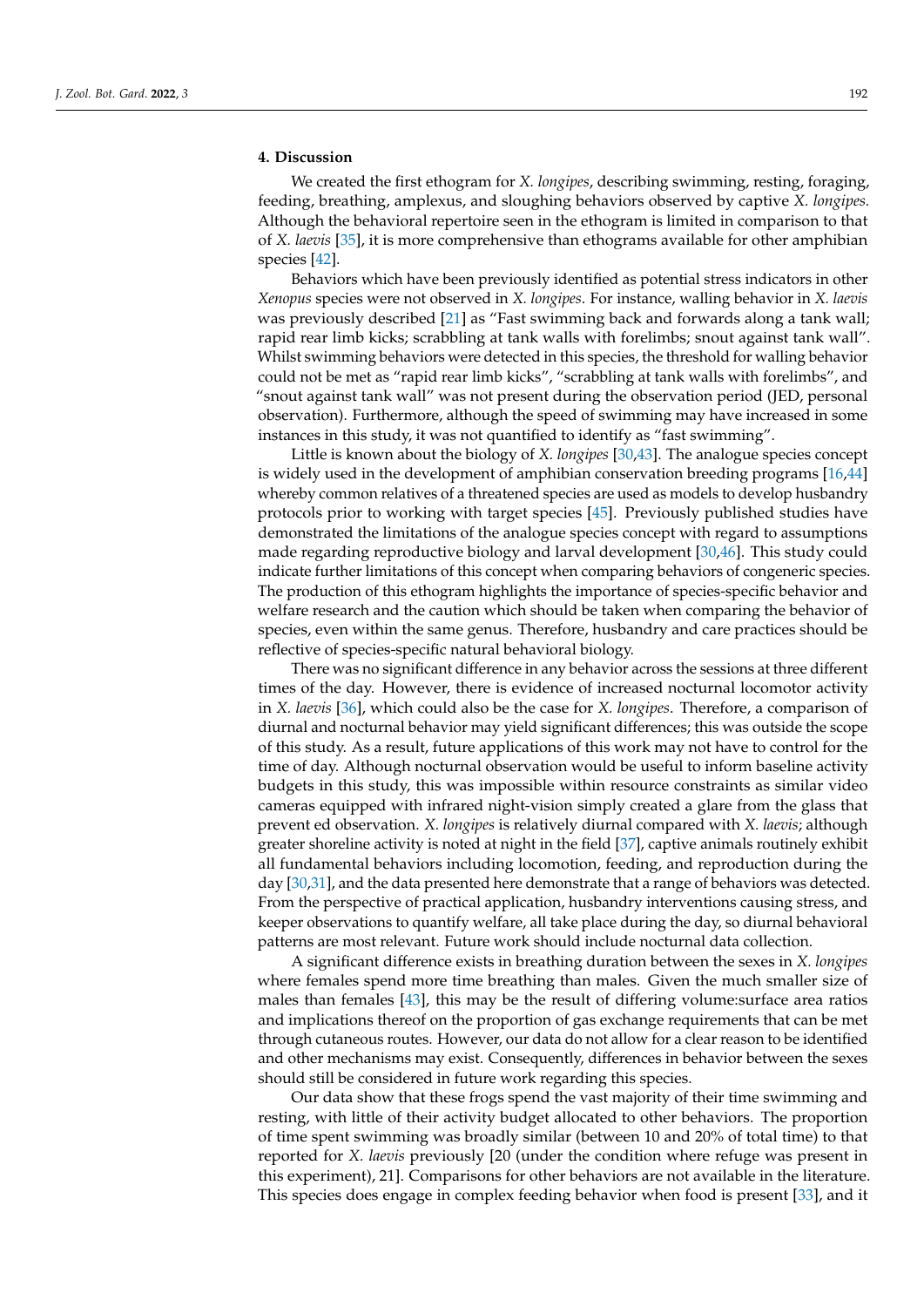## 4. Discussion

We created the first ethogram for *X. longipes*, describing swimming, resting, foraging, feeding, breathing, amplexus, and sloughing behaviors observed by captive *X. longipes.* Although the behavioral repertoire seen in the ethogram is limited in comparison to that of *X. laevis* [35], it is more comprehensive than ethograms available for other amphibian species [42].

Behaviors which have been previously identified as potential stress indicators in other *Xenopus* species were not observed in *X. longipes*. For instance, walling behavior in *X. laevis* was previously described [21] as "Fast swimming back and forwards along a tank wall; rapid rear limb kicks; scrabbling at tank walls with forelimbs; snout against tank wall". Whilst swimming behaviors were detected in this species, the threshold for walling behavior could not be met as "rapid rear limb kicks", "scrabbling at tank walls with forelimbs", and "snout against tank wall" was not present during the observation period (JED, personal observation). Furthermore, although the speed of swimming may have increased in some instances in this study, it was not quantified to identify as "fast swimming".

Little is known about the biology of *X. longipes* [30,43]. The analogue species concept is widely used in the development of amphibian conservation breeding programs [16,44] whereby common relatives of a threatened species are used as models to develop husbandry protocols prior to working with target species [45]. Previously published studies have demonstrated the limitations of the analogue species concept with regard to assumptions made regarding reproductive biology and larval development [30,46]. This study could indicate further limitations of this concept when comparing behaviors of congeneric species. The production of this ethogram highlights the importance of species-specific behavior and welfare research and the caution which should be taken when comparing the behavior of species, even within the same genus. Therefore, husbandry and care practices should be reflective of species-specific natural behavioral biology.

There was no significant difference in any behavior across the sessions at three different times of the day. However, there is evidence of increased nocturnal locomotor activity in *X. laevis* [36], which could also be the case for *X. longipes*. Therefore, a comparison of diurnal and nocturnal behavior may yield significant differences; this was outside the scope of this study. As a result, future applications of this work may not have to control for the time of day. Although nocturnal observation would be useful to inform baseline activity budgets in this study, this was impossible within resource constraints as similar video cameras equipped with infrared night-vision simply created a glare from the glass that prevent ed observation. *X. longipes* is relatively diurnal compared with *X. laevis*; although greater shoreline activity is noted at night in the field [37], captive animals routinely exhibit all fundamental behaviors including locomotion, feeding, and reproduction during the day [30,31], and the data presented here demonstrate that a range of behaviors was detected. From the perspective of practical application, husbandry interventions causing stress, and keeper observations to quantify welfare, all take place during the day, so diurnal behavioral patterns are most relevant. Future work should include nocturnal data collection.

A significant difference exists in breathing duration between the sexes in *X. longipes* where females spend more time breathing than males. Given the much smaller size of males than females [43], this may be the result of differing volume:surface area ratios and implications thereof on the proportion of gas exchange requirements that can be met through cutaneous routes. However, our data do not allow for a clear reason to be identified and other mechanisms may exist. Consequently, differences in behavior between the sexes should still be considered in future work regarding this species.

Our data show that these frogs spend the vast majority of their time swimming and resting, with little of their activity budget allocated to other behaviors. The proportion of time spent swimming was broadly similar (between 10 and 20% of total time) to that reported for *X. laevis* previously [20 (under the condition where refuge was present in this experiment), 21]. Comparisons for other behaviors are not available in the literature. This species does engage in complex feeding behavior when food is present [33], and it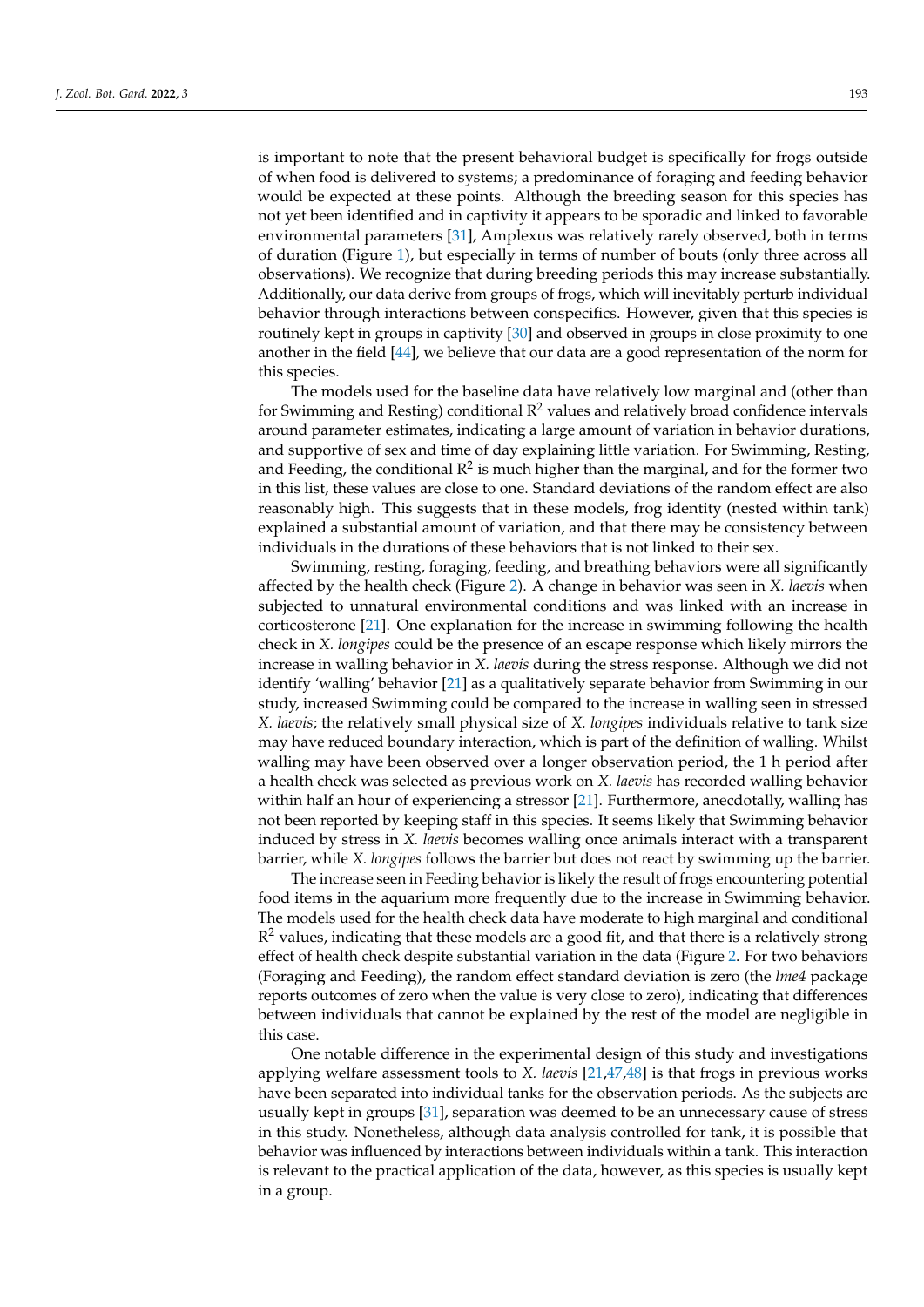is important to note that the present behavioral budget is specifically for frogs outside of when food is delivered to systems; a predominance of foraging and feeding behavior would be expected at these points. Although the breeding season for this species has not yet been identified and in captivity it appears to be sporadic and linked to favorable environmental parameters [31], Amplexus was relatively rarely observed, both in terms of duration (Figure 1), but especially in terms of number of bouts (only three across all observations). We recognize that during breeding periods this may increase substantially. Additionally, our data derive from groups of frogs, which will inevitably perturb individual behavior through interactions between conspecifics. However, given that this species is routinely kept in groups in captivity [30] and observed in groups in close proximity to one another in the field [44], we believe that our data are a good representation of the norm for this species.

The models used for the baseline data have relatively low marginal and (other than for Swimming and Resting) conditional $R^2$ values and relatively broad confidence intervals around parameter estimates, indicating a large amount of variation in behavior durations, and supportive of sex and time of day explaining little variation. For Swimming, Resting, and Feeding, the conditional $R^2$ is much higher than the marginal, and for the former two in this list, these values are close to one. Standard deviations of the random effect are also reasonably high. This suggests that in these models, frog identity (nested within tank) explained a substantial amount of variation, and that there may be consistency between individuals in the durations of these behaviors that is not linked to their sex.

Swimming, resting, foraging, feeding, and breathing behaviors were all significantly affected by the health check (Figure 2). A change in behavior was seen in *X. laevis* when subjected to unnatural environmental conditions and was linked with an increase in corticosterone [21]. One explanation for the increase in swimming following the health check in *X. longipes* could be the presence of an escape response which likely mirrors the increase in walling behavior in *X. laevis* during the stress response. Although we did not identify 'walling' behavior [21] as a qualitatively separate behavior from Swimming in our study, increased Swimming could be compared to the increase in walling seen in stressed *X. laevis*; the relatively small physical size of *X. longipes* individuals relative to tank size may have reduced boundary interaction, which is part of the definition of walling. Whilst walling may have been observed over a longer observation period, the 1 h period after a health check was selected as previous work on *X. laevis* has recorded walling behavior within half an hour of experiencing a stressor [21]. Furthermore, anecdotally, walling has not been reported by keeping staff in this species. It seems likely that Swimming behavior induced by stress in *X. laevis* becomes walling once animals interact with a transparent barrier, while *X. longipes* follows the barrier but does not react by swimming up the barrier.

The increase seen in Feeding behavior is likely the result of frogs encountering potential food items in the aquarium more frequently due to the increase in Swimming behavior. The models used for the health check data have moderate to high marginal and conditional $R^2$ values, indicating that these models are a good fit, and that there is a relatively strong effect of health check despite substantial variation in the data (Figure 2. For two behaviors (Foraging and Feeding), the random effect standard deviation is zero (the *lme4* package reports outcomes of zero when the value is very close to zero), indicating that differences between individuals that cannot be explained by the rest of the model are negligible in this case.

One notable difference in the experimental design of this study and investigations applying welfare assessment tools to *X. laevis* [21,47,48] is that frogs in previous works have been separated into individual tanks for the observation periods. As the subjects are usually kept in groups [31], separation was deemed to be an unnecessary cause of stress in this study. Nonetheless, although data analysis controlled for tank, it is possible that behavior was influenced by interactions between individuals within a tank. This interaction is relevant to the practical application of the data, however, as this species is usually kept in a group.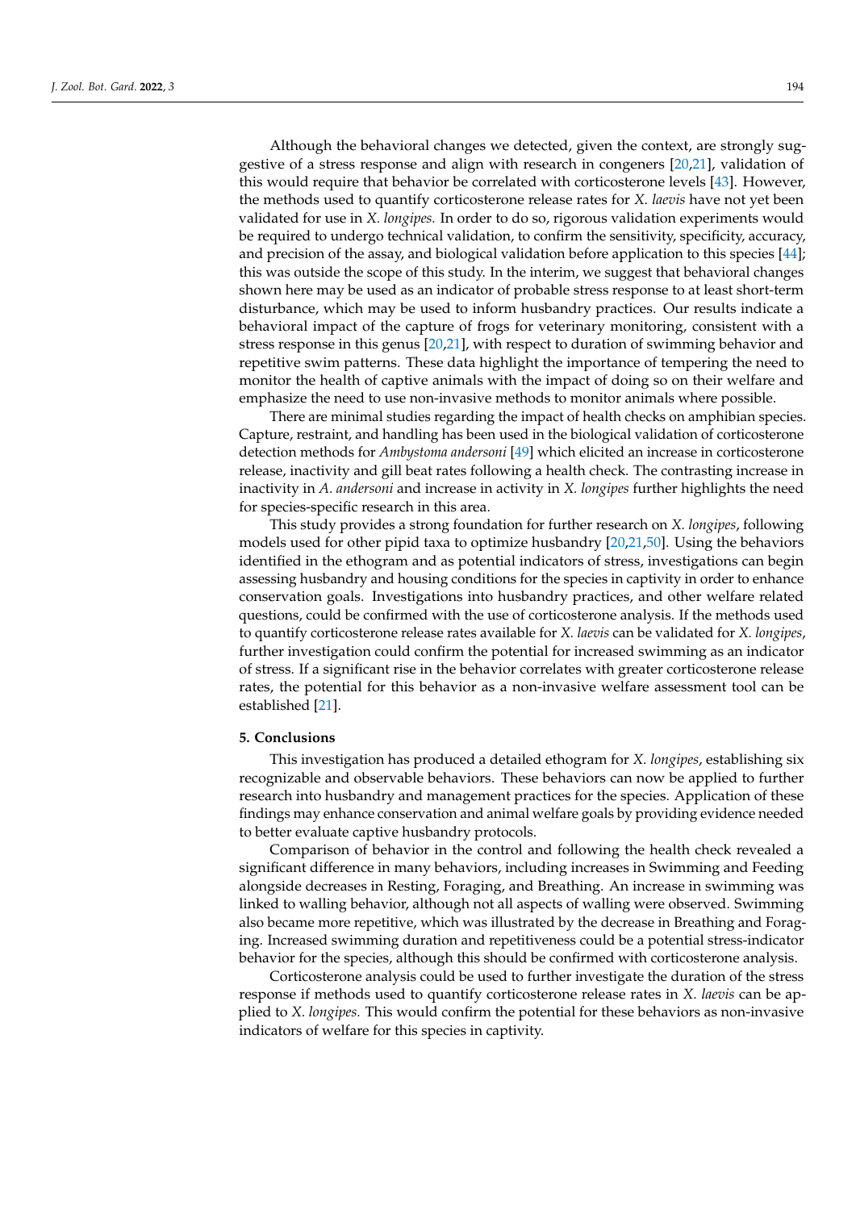Although the behavioral changes we detected, given the context, are strongly suggestive of a stress response and align with research in congeners [20,21], validation of this would require that behavior be correlated with corticosterone levels [43]. However, the methods used to quantify corticosterone release rates for *X. laevis* have not yet been validated for use in *X. longipes.* In order to do so, rigorous validation experiments would be required to undergo technical validation, to confirm the sensitivity, specificity, accuracy, and precision of the assay, and biological validation before application to this species [44]; this was outside the scope of this study. In the interim, we suggest that behavioral changes shown here may be used as an indicator of probable stress response to at least short-term disturbance, which may be used to inform husbandry practices. Our results indicate a behavioral impact of the capture of frogs for veterinary monitoring, consistent with a stress response in this genus [20,21], with respect to duration of swimming behavior and repetitive swim patterns. These data highlight the importance of tempering the need to monitor the health of captive animals with the impact of doing so on their welfare and emphasize the need to use non-invasive methods to monitor animals where possible.

There are minimal studies regarding the impact of health checks on amphibian species. Capture, restraint, and handling has been used in the biological validation of corticosterone detection methods for *Ambystoma andersoni* [49] which elicited an increase in corticosterone release, inactivity and gill beat rates following a health check. The contrasting increase in inactivity in *A. andersoni* and increase in activity in *X. longipes* further highlights the need for species-specific research in this area.

This study provides a strong foundation for further research on *X. longipes*, following models used for other pipid taxa to optimize husbandry [20,21,50]. Using the behaviors identified in the ethogram and as potential indicators of stress, investigations can begin assessing husbandry and housing conditions for the species in captivity in order to enhance conservation goals. Investigations into husbandry practices, and other welfare related questions, could be confirmed with the use of corticosterone analysis. If the methods used to quantify corticosterone release rates available for *X. laevis* can be validated for *X. longipes*, further investigation could confirm the potential for increased swimming as an indicator of stress. If a significant rise in the behavior correlates with greater corticosterone release rates, the potential for this behavior as a non-invasive welfare assessment tool can be established [21].

## 5. Conclusions

This investigation has produced a detailed ethogram for *X. longipes*, establishing six recognizable and observable behaviors. These behaviors can now be applied to further research into husbandry and management practices for the species. Application of these findings may enhance conservation and animal welfare goals by providing evidence needed to better evaluate captive husbandry protocols.

Comparison of behavior in the control and following the health check revealed a significant difference in many behaviors, including increases in Swimming and Feeding alongside decreases in Resting, Foraging, and Breathing. An increase in swimming was linked to walling behavior, although not all aspects of walling were observed. Swimming also became more repetitive, which was illustrated by the decrease in Breathing and Foraging. Increased swimming duration and repetitiveness could be a potential stress-indicator behavior for the species, although this should be confirmed with corticosterone analysis.

Corticosterone analysis could be used to further investigate the duration of the stress response if methods used to quantify corticosterone release rates in *X. laevis* can be applied to *X. longipes.* This would confirm the potential for these behaviors as non-invasive indicators of welfare for this species in captivity.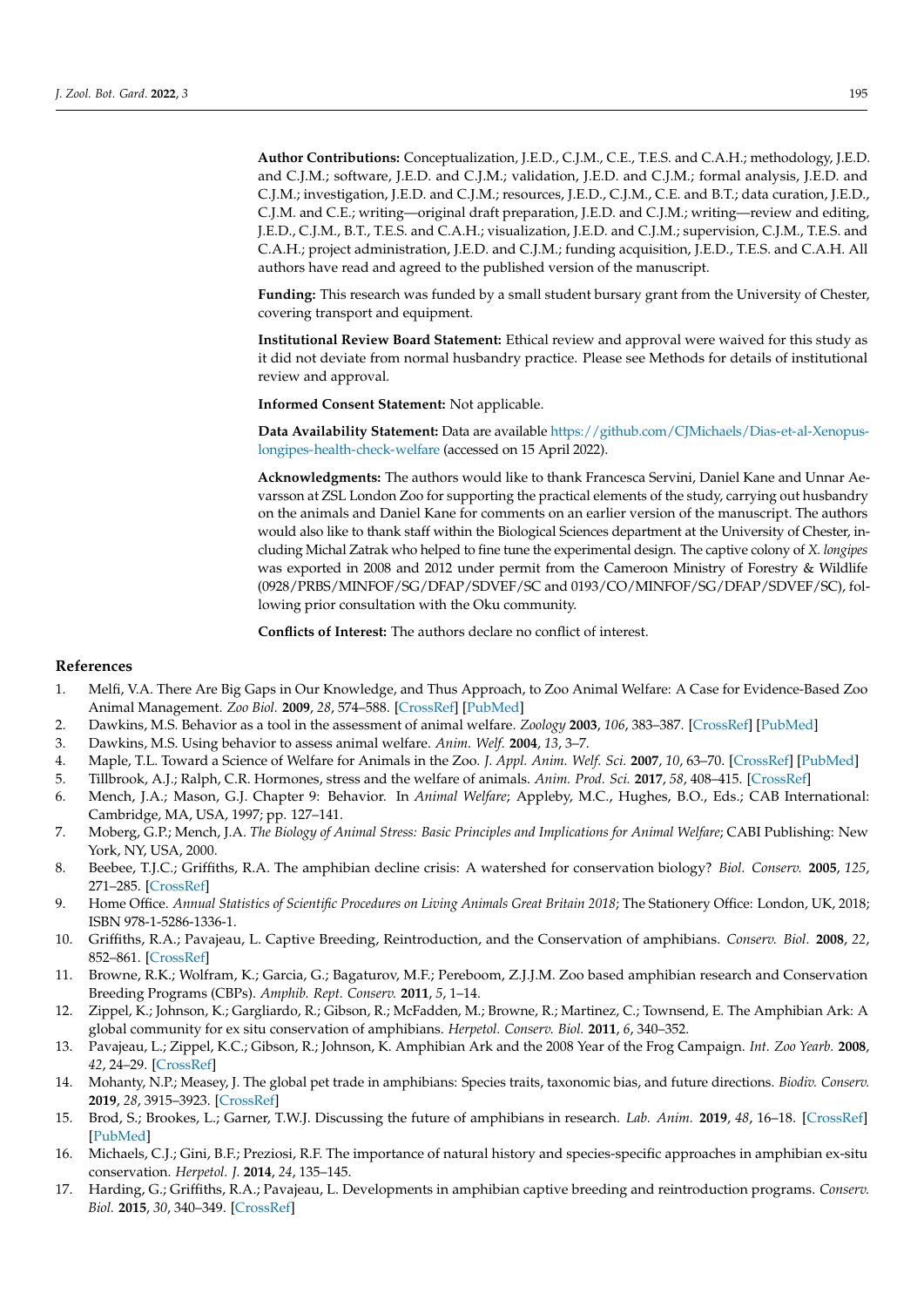**Author Contributions:** Conceptualization, J.E.D., C.J.M., C.E., T.E.S. and C.A.H.; methodology, J.E.D. and C.J.M.; software, J.E.D. and C.J.M.; validation, J.E.D. and C.J.M.; formal analysis, J.E.D. and C.J.M.; investigation, J.E.D. and C.J.M.; resources, J.E.D., C.J.M., C.E. and B.T.; data curation, J.E.D., C.J.M. and C.E.; writing—original draft preparation, J.E.D. and C.J.M.; writing—review and editing, J.E.D., C.J.M., B.T., T.E.S. and C.A.H.; visualization, J.E.D. and C.J.M.; supervision, C.J.M., T.E.S. and C.A.H.; project administration, J.E.D. and C.J.M.; funding acquisition, J.E.D., T.E.S. and C.A.H. All authors have read and agreed to the published version of the manuscript.

**Funding:** This research was funded by a small student bursary grant from the University of Chester, covering transport and equipment.

**Institutional Review Board Statement:** Ethical review and approval were waived for this study as it did not deviate from normal husbandry practice. Please see Methods for details of institutional review and approval.

**Informed Consent Statement:** Not applicable.

**Data Availability Statement:** Data are available https://github.com/CJMichaels/Dias-et-al-Xenopus-longipes-health-check-welfare (accessed on 15 April 2022).

**Acknowledgments:** The authors would like to thank Francesca Servini, Daniel Kane and Unnar Aevarsson at ZSL London Zoo for supporting the practical elements of the study, carrying out husbandry on the animals and Daniel Kane for comments on an earlier version of the manuscript. The authors would also like to thank staff within the Biological Sciences department at the University of Chester, including Michal Zatrak who helped to fine tune the experimental design. The captive colony of *X. longipes* was exported in 2008 and 2012 under permit from the Cameroon Ministry of Forestry & Wildlife (0928/PRBS/MINFOF/SG/DFAP/SDVEF/SC and 0193/CO/MINFOF/SG/DFAP/SDVEF/SC), following prior consultation with the Oku community.

**Conflicts of Interest:** The authors declare no conflict of interest.

## References

1. Melfi, V.A. There Are Big Gaps in Our Knowledge, and Thus Approach, to Zoo Animal Welfare: A Case for Evidence-Based Zoo Animal Management. *Zoo Biol.* **2009**, *28*, 574–588. [CrossRef] [PubMed]
2. Dawkins, M.S. Behavior as a tool in the assessment of animal welfare. *Zoology* **2003**, *106*, 383–387. [CrossRef] [PubMed]
3. Dawkins, M.S. Using behavior to assess animal welfare. *Anim. Welf.* **2004**, *13*, 3–7.
4. Maple, T.L. Toward a Science of Welfare for Animals in the Zoo. *J. Appl. Anim. Welf. Sci.* **2007**, *10*, 63–70. [CrossRef] [PubMed]
5. Tillbrook, A.J.; Ralph, C.R. Hormones, stress and the welfare of animals. *Anim. Prod. Sci.* **2017**, *58*, 408–415. [CrossRef]
6. Mench, J.A.; Mason, G.J. Chapter 9: Behavior. In *Animal Welfare*; Appleby, M.C., Hughes, B.O., Eds.; CAB International: Cambridge, MA, USA, 1997; pp. 127–141.
7. Moberg, G.P.; Mench, J.A. *The Biology of Animal Stress: Basic Principles and Implications for Animal Welfare*; CABI Publishing: New York, NY, USA, 2000.
8. Beebee, T.J.C.; Griffiths, R.A. The amphibian decline crisis: A watershed for conservation biology? *Biol. Conserv.* **2005**, *125*, 271–285. [CrossRef]
9. Home Office. *Annual Statistics of Scientific Procedures on Living Animals Great Britain 2018*; The Stationery Office: London, UK, 2018; ISBN 978-1-5286-1336-1.
10. Griffiths, R.A.; Pavajeau, L. Captive Breeding, Reintroduction, and the Conservation of amphibians. *Conserv. Biol.* **2008**, *22*, 852–861. [CrossRef]
11. Browne, R.K.; Wolfram, K.; Garcia, G.; Bagaturov, M.F.; Pereboom, Z.J.J.M. Zoo based amphibian research and Conservation Breeding Programs (CBPs). *Amphib. Rept. Conserv.* **2011**, *5*, 1–14.
12. Zippel, K.; Johnson, K.; Gargliardo, R.; Gibson, R.; McFadden, M.; Browne, R.; Martinez, C.; Townsend, E. The Amphibian Ark: A global community for ex situ conservation of amphibians. *Herpetol. Conserv. Biol.* **2011**, *6*, 340–352.
13. Pavajeau, L.; Zippel, K.C.; Gibson, R.; Johnson, K. Amphibian Ark and the 2008 Year of the Frog Campaign. *Int. Zoo Yearb.* **2008**, *42*, 24–29. [CrossRef]
14. Mohanty, N.P.; Measey, J. The global pet trade in amphibians: Species traits, taxonomic bias, and future directions. *Biodiv. Conserv.* **2019**, *28*, 3915–3923. [CrossRef]
15. Brod, S.; Brookes, L.; Garner, T.W.J. Discussing the future of amphibians in research. *Lab. Anim.* **2019**, *48*, 16–18. [CrossRef] [PubMed]
16. Michaels, C.J.; Gini, B.F.; Preziosi, R.F. The importance of natural history and species-specific approaches in amphibian ex-situ conservation. *Herpetol. J.* **2014**, *24*, 135–145.
17. Harding, G.; Griffiths, R.A.; Pavajeau, L. Developments in amphibian captive breeding and reintroduction programs. *Conserv. Biol.* **2015**, *30*, 340–349. [CrossRef]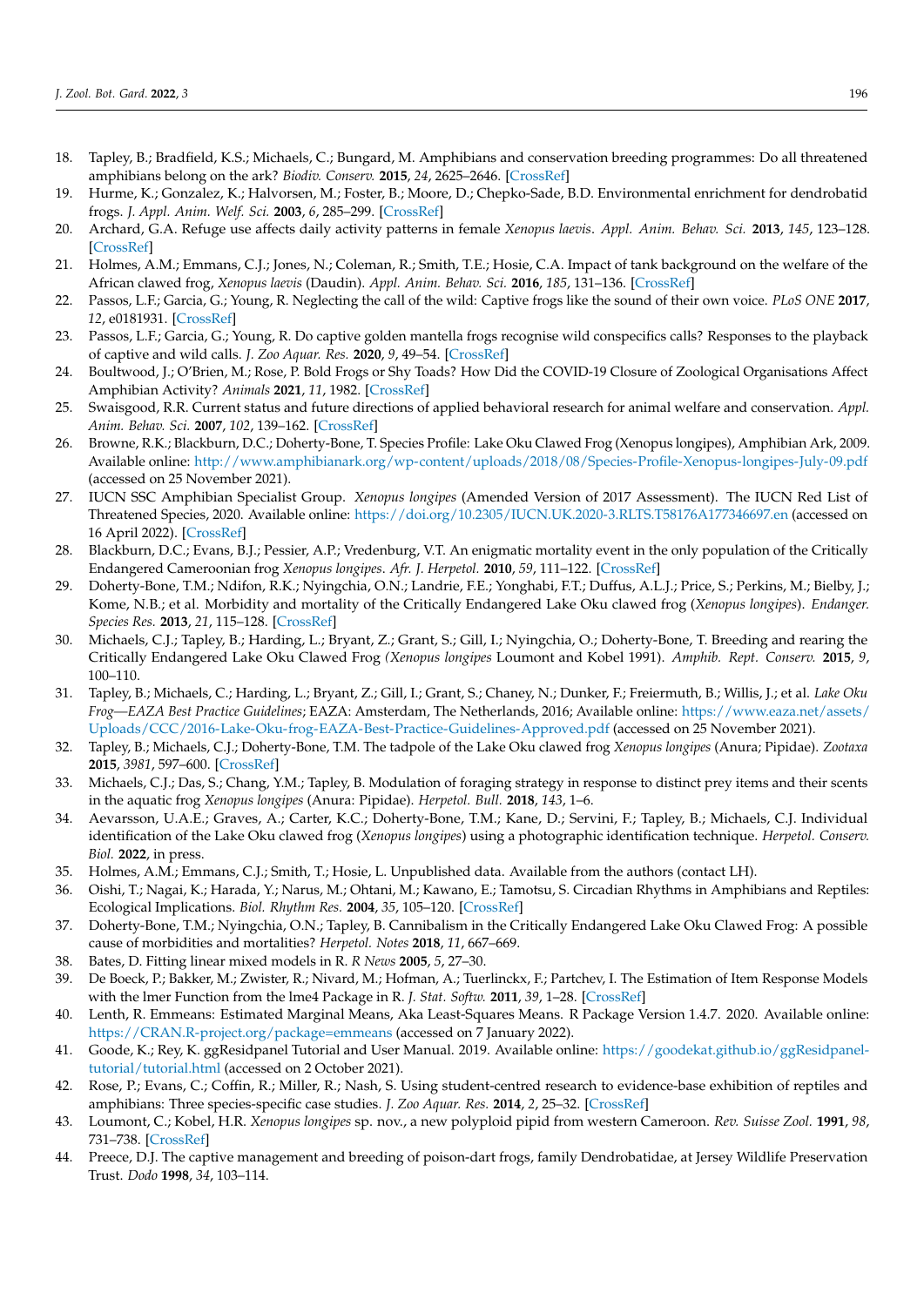18. Tapley, B.; Bradfield, K.S.; Michaels, C.; Bungard, M. Amphibians and conservation breeding programmes: Do all threatened amphibians belong on the ark? *Biodiv. Conserv.* **2015**, *24*, 2625–2646. [CrossRef]
19. Hurme, K.; Gonzalez, K.; Halvorsen, M.; Foster, B.; Moore, D.; Chepko-Sade, B.D. Environmental enrichment for dendrobatid frogs. *J. Appl. Anim. Welf. Sci.* **2003**, *6*, 285–299. [CrossRef]
20. Archard, G.A. Refuge use affects daily activity patterns in female *Xenopus laevis*. *Appl. Anim. Behav. Sci.* **2013**, *145*, 123–128. [CrossRef]
21. Holmes, A.M.; Emmans, C.J.; Jones, N.; Coleman, R.; Smith, T.E.; Hosie, C.A. Impact of tank background on the welfare of the African clawed frog, *Xenopus laevis* (Daudin). *Appl. Anim. Behav. Sci.* **2016**, *185*, 131–136. [CrossRef]
22. Passos, L.F.; Garcia, G.; Young, R. Neglecting the call of the wild: Captive frogs like the sound of their own voice. *PLoS ONE* **2017**, *12*, e0181931. [CrossRef]
23. Passos, L.F.; Garcia, G.; Young, R. Do captive golden mantella frogs recognise wild conspecifics calls? Responses to the playback of captive and wild calls. *J. Zoo Aquar. Res.* **2020**, *9*, 49–54. [CrossRef]
24. Boultwood, J.; O'Brien, M.; Rose, P. Bold Frogs or Shy Toads? How Did the COVID-19 Closure of Zoological Organisations Affect Amphibian Activity? *Animals* **2021**, *11*, 1982. [CrossRef]
25. Swaisgood, R.R. Current status and future directions of applied behavioral research for animal welfare and conservation. *Appl. Anim. Behav. Sci.* **2007**, *102*, 139–162. [CrossRef]
26. Browne, R.K.; Blackburn, D.C.; Doherty-Bone, T. Species Profile: Lake Oku Clawed Frog (Xenopus longipes), Amphibian Ark, 2009. Available online: http://www.amphibianark.org/wp-content/uploads/2018/08/Species-Profile-Xenopus-longipes-July-09.pdf (accessed on 25 November 2021).
27. IUCN SSC Amphibian Specialist Group. *Xenopus longipes* (Amended Version of 2017 Assessment). The IUCN Red List of Threatened Species, 2020. Available online: https://doi.org/10.2305/IUCN.UK.2020-3.RLTS.T58176A177346697.en (accessed on 16 April 2022). [CrossRef]
28. Blackburn, D.C.; Evans, B.J.; Pessier, A.P.; Vredenburg, V.T. An enigmatic mortality event in the only population of the Critically Endangered Cameroonian frog *Xenopus longipes*. *Afr. J. Herpetol.* **2010**, *59*, 111–122. [CrossRef]
29. Doherty-Bone, T.M.; Ndifon, R.K.; Nyingchia, O.N.; Landrie, F.E.; Yonghabi, F.T.; Duffus, A.L.J.; Price, S.; Perkins, M.; Bielby, J.; Kome, N.B.; et al. Morbidity and mortality of the Critically Endangered Lake Oku clawed frog (*Xenopus longipes*). *Endanger. Species Res.* **2013**, *21*, 115–128. [CrossRef]
30. Michaels, C.J.; Tapley, B.; Harding, L.; Bryant, Z.; Grant, S.; Gill, I.; Nyingchia, O.; Doherty-Bone, T. Breeding and rearing the Critically Endangered Lake Oku Clawed Frog (*Xenopus longipes* Loumont and Kobel 1991). *Amphib. Rept. Conserv.* **2015**, *9*, 100–110.
31. Tapley, B.; Michaels, C.; Harding, L.; Bryant, Z.; Gill, I.; Grant, S.; Chaney, N.; Dunker, F.; Freiermuth, B.; Willis, J.; et al. *Lake Oku Frog—EAZA Best Practice Guidelines*; EAZA: Amsterdam, The Netherlands, 2016; Available online: https://www.eaza.net/assets/Uploads/CCC/2016-Lake-Oku-frog-EAZA-Best-Practice-Guidelines-Approved.pdf (accessed on 25 November 2021).
32. Tapley, B.; Michaels, C.J.; Doherty-Bone, T.M. The tadpole of the Lake Oku clawed frog *Xenopus longipes* (Anura; Pipidae). *Zootaxa* **2015**, *3981*, 597–600. [CrossRef]
33. Michaels, C.J.; Das, S.; Chang, Y.M.; Tapley, B. Modulation of foraging strategy in response to distinct prey items and their scents in the aquatic frog *Xenopus longipes* (Anura: Pipidae). *Herpetol. Bull.* **2018**, *143*, 1–6.
34. Aevarsson, U.A.E.; Graves, A.; Carter, K.C.; Doherty-Bone, T.M.; Kane, D.; Servini, F.; Tapley, B.; Michaels, C.J. Individual identification of the Lake Oku clawed frog (*Xenopus longipes*) using a photographic identification technique. *Herpetol. Conserv. Biol.* **2022**, in press.
35. Holmes, A.M.; Emmans, C.J.; Smith, T.; Hosie, L. Unpublished data. Available from the authors (contact LH).
36. Oishi, T.; Nagai, K.; Harada, Y.; Narus, M.; Ohtani, M.; Kawano, E.; Tamotsu, S. Circadian Rhythms in Amphibians and Reptiles: Ecological Implications. *Biol. Rhythm Res.* **2004**, *35*, 105–120. [CrossRef]
37. Doherty-Bone, T.M.; Nyingchia, O.N.; Tapley, B. Cannibalism in the Critically Endangered Lake Oku Clawed Frog: A possible cause of morbidities and mortalities? *Herpetol. Notes* **2018**, *11*, 667–669.
38. Bates, D. Fitting linear mixed models in R. *R News* **2005**, *5*, 27–30.
39. De Boeck, P.; Bakker, M.; Zwister, R.; Nivard, M.; Hofman, A.; Tuerlinckx, F.; Partchev, I. The Estimation of Item Response Models with the lmer Function from the lme4 Package in R. *J. Stat. Softw.* **2011**, *39*, 1–28. [CrossRef]
40. Lenth, R. Emmeans: Estimated Marginal Means, Aka Least-Squares Means. R Package Version 1.4.7. 2020. Available online: https://CRAN.R-project.org/package=emmeans (accessed on 7 January 2022).
41. Goode, K.; Rey, K. ggResidpanel Tutorial and User Manual. 2019. Available online: https://goodekat.github.io/ggResidpanel-tutorial/tutorial.html (accessed on 2 October 2021).
42. Rose, P.; Evans, C.; Coffin, R.; Miller, R.; Nash, S. Using student-centred research to evidence-base exhibition of reptiles and amphibians: Three species-specific case studies. *J. Zoo Aquar. Res.* **2014**, *2*, 25–32. [CrossRef]
43. Loumont, C.; Kobel, H.R. *Xenopus longipes* sp. nov., a new polyploid pipid from western Cameroon. *Rev. Suisse Zool.* **1991**, *98*, 731–738. [CrossRef]
44. Preece, D.J. The captive management and breeding of poison-dart frogs, family Dendrobatidae, at Jersey Wildlife Preservation Trust. *Dodo* **1998**, *34*, 103–114.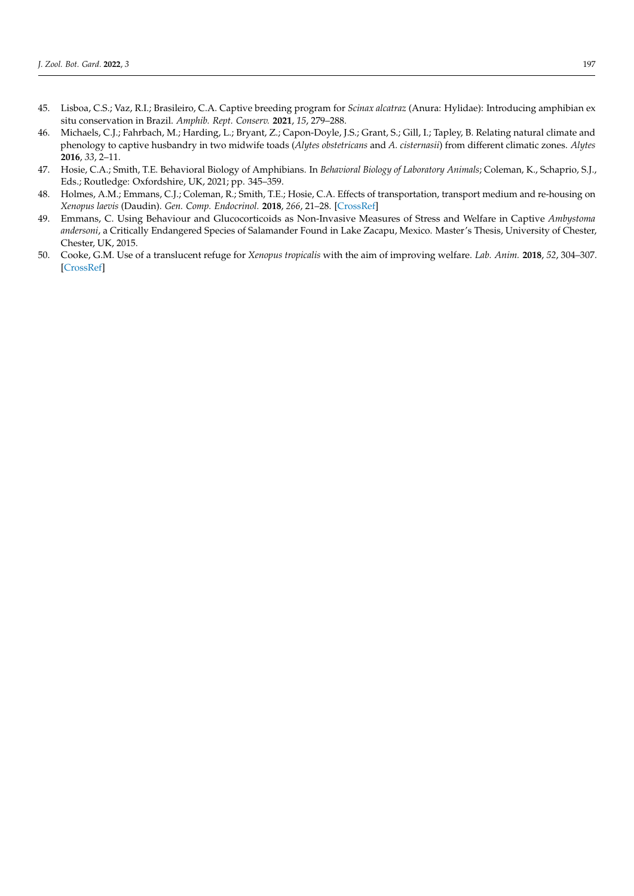45. Lisboa, C.S.; Vaz, R.I.; Brasileiro, C.A. Captive breeding program for *Scinax alcatraz* (Anura: Hylidae): Introducing amphibian ex situ conservation in Brazil. *Amphib. Rept. Conserv.* **2021**, *15*, 279–288.
46. Michaels, C.J.; Fahrbach, M.; Harding, L.; Bryant, Z.; Capon-Doyle, J.S.; Grant, S.; Gill, I.; Tapley, B. Relating natural climate and phenology to captive husbandry in two midwife toads (*Alytes obstetricans* and *A. cisternasii*) from different climatic zones. *Alytes* **2016**, *33*, 2–11.
47. Hosie, C.A.; Smith, T.E. Behavioral Biology of Amphibians. In *Behavioral Biology of Laboratory Animals*; Coleman, K., Schaprio, S.J., Eds.; Routledge: Oxfordshire, UK, 2021; pp. 345–359.
48. Holmes, A.M.; Emmans, C.J.; Coleman, R.; Smith, T.E.; Hosie, C.A. Effects of transportation, transport medium and re-housing on *Xenopus laevis* (Daudin). *Gen. Comp. Endocrinol.* **2018**, *266*, 21–28. [CrossRef]
49. Emmans, C. Using Behaviour and Glucocorticoids as Non-Invasive Measures of Stress and Welfare in Captive *Ambystoma andersoni*, a Critically Endangered Species of Salamander Found in Lake Zacapu, Mexico. Master's Thesis, University of Chester, Chester, UK, 2015.
50. Cooke, G.M. Use of a translucent refuge for *Xenopus tropicalis* with the aim of improving welfare. *Lab. Anim.* **2018**, *52*, 304–307. [CrossRef]